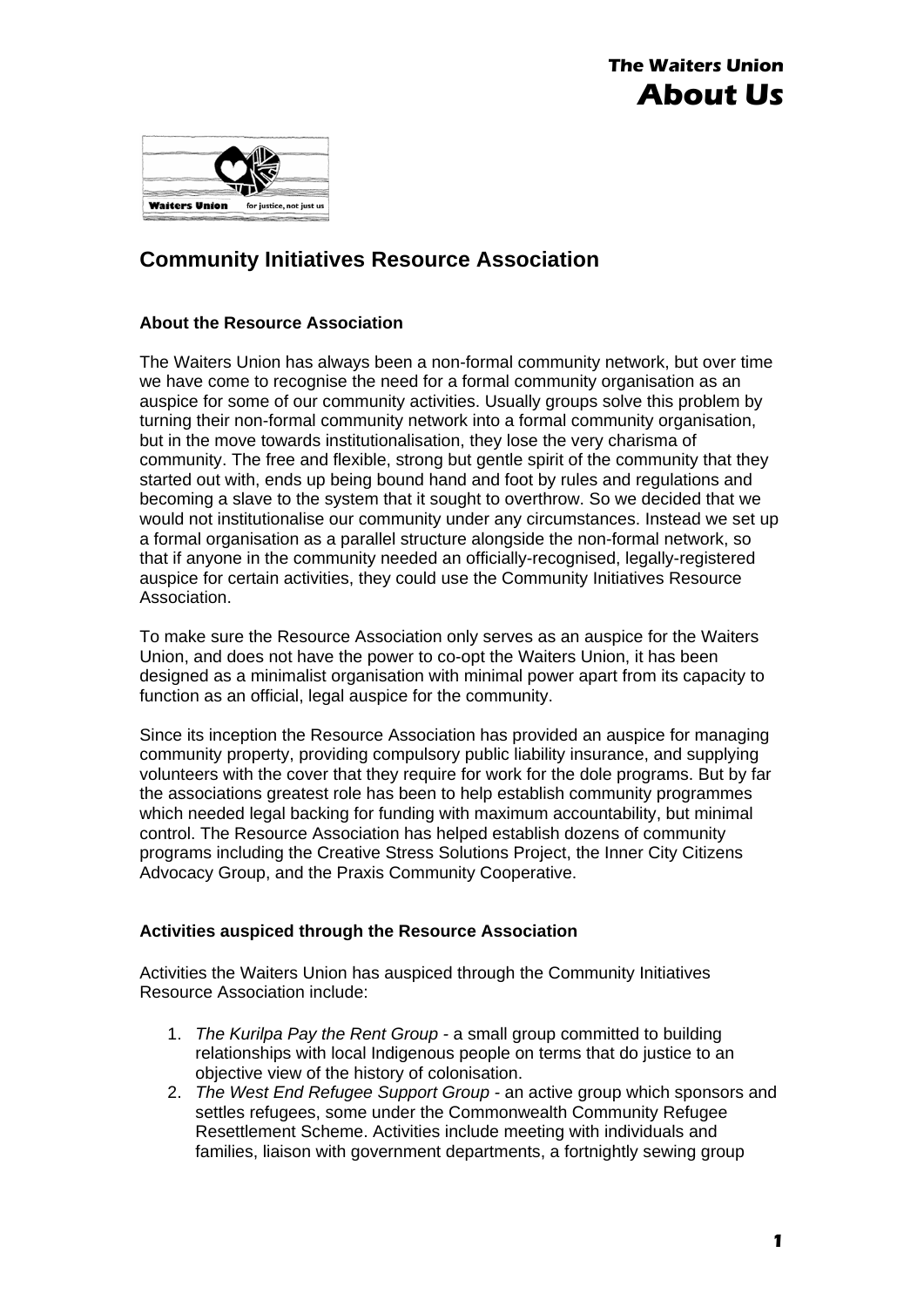# Community Initiatives Resource Association

### About the Resource Association

The Waiters Union has always been a non-formal community network, but over time we have come to recognise the need for a formal community organisation as an auspice for some of our community activities. Usually groups solve this problem by turning their non-formal community network into a formal community organisation, but in the move towards institutionalisation, they lose the very charisma of community. The free and flexible, strong but gentle spirit of the community that they started out with, ends up being bound hand and foot by rules and regulations and becoming a slave to the system that it sought to overthrow. So we decided that we would not institutionalise our community under any circumstances. Instead we set up a formal organisation as a parallel structure alongside the non-formal network, so that if anyone in the community needed an officially-recognised, legally-registered auspice for certain activities, they could use the Community Initiatives Resource Association.

To make sure the Resource Association only serves as an auspice for the Waiters Union, and does not have the power to co-opt the Waiters Union, it has been designed as a minimalist organisation with minimal power apart from its capacity to function as an official, legal auspice for the community.

Since its inception the Resource Association has provided an auspice for managing community property, providing compulsory public liability insurance, and supplying volunteers with the cover that they require for work for the dole programs. But by far the associations greatest role has been to help establish community programmes which needed legal backing for funding with maximum accountability, but minimal control. The Resource Association has helped establish dozens of community programs including the Creative Stress Solutions Project, the Inner City Citizens Advocacy Group, and the Praxis Community Cooperative.

### Activities auspiced through the Resource Association

Activities the Waiters Union has auspiced through the Community Initiatives Resource Association include:

1. *The Kurilpa Pay the Rent Group* - a small group committed to building relationships with local Indigenous people on terms that do justice to an objective view of the history of colonisation.
2. *The West End Refugee Support Group* - an active group which sponsors and settles refugees, some under the Commonwealth Community Refugee Resettlement Scheme. Activities include meeting with individuals and families, liaison with government departments, a fortnightly sewing group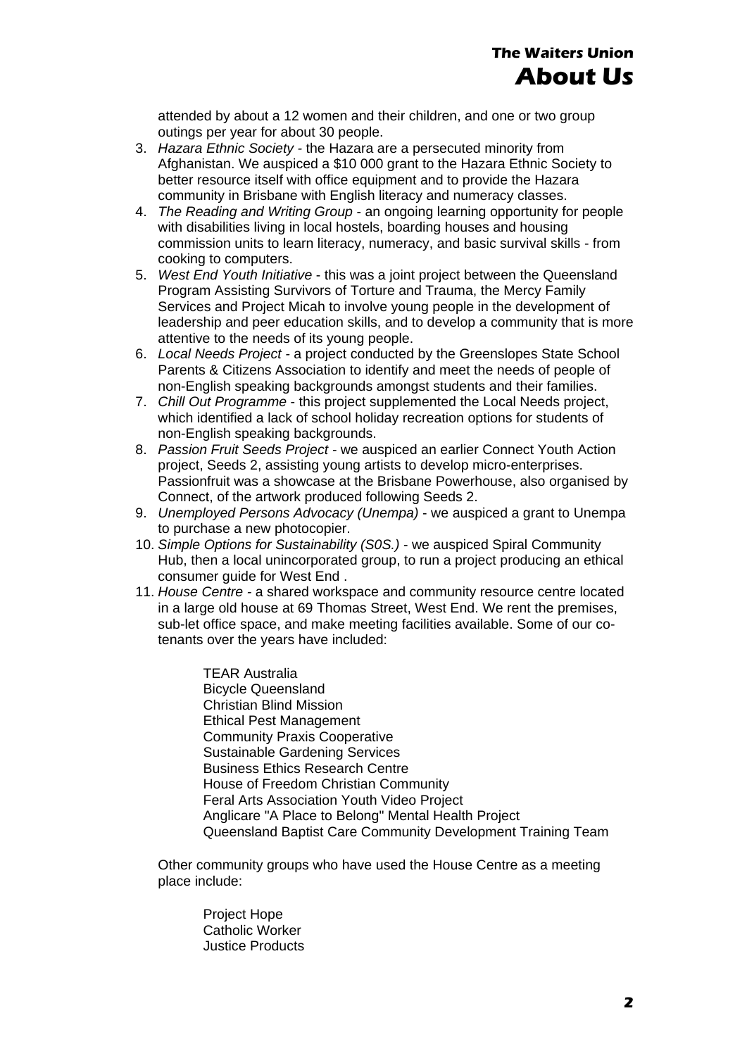attended by about a 12 women and their children, and one or two group outings per year for about 30 people.

3. *Hazara Ethnic Society* - the Hazara are a persecuted minority from Afghanistan. We auspiced a $10 000 grant to the Hazara Ethnic Society to better resource itself with office equipment and to provide the Hazara community in Brisbane with English literacy and numeracy classes.
4. *The Reading and Writing Group* - an ongoing learning opportunity for people with disabilities living in local hostels, boarding houses and housing commission units to learn literacy, numeracy, and basic survival skills - from cooking to computers.
5. *West End Youth Initiative* - this was a joint project between the Queensland Program Assisting Survivors of Torture and Trauma, the Mercy Family Services and Project Micah to involve young people in the development of leadership and peer education skills, and to develop a community that is more attentive to the needs of its young people.
6. *Local Needs Project* - a project conducted by the Greenslopes State School Parents & Citizens Association to identify and meet the needs of people of non-English speaking backgrounds amongst students and their families.
7. *Chill Out Programme* - this project supplemented the Local Needs project, which identified a lack of school holiday recreation options for students of non-English speaking backgrounds.
8. *Passion Fruit Seeds Project* - we auspiced an earlier Connect Youth Action project, Seeds 2, assisting young artists to develop micro-enterprises. Passionfruit was a showcase at the Brisbane Powerhouse, also organised by Connect, of the artwork produced following Seeds 2.
9. *Unemployed Persons Advocacy (Unempa)* - we auspiced a grant to Unempa to purchase a new photocopier.
10. *Simple Options for Sustainability (S0S.)* - we auspiced Spiral Community Hub, then a local unincorporated group, to run a project producing an ethical consumer guide for West End .
11. *House Centre* - a shared workspace and community resource centre located in a large old house at 69 Thomas Street, West End. We rent the premises, sub-let office space, and make meeting facilities available. Some of our co-tenants over the years have included:

    TEAR Australia
    Bicycle Queensland
    Christian Blind Mission
    Ethical Pest Management
    Community Praxis Cooperative
    Sustainable Gardening Services
    Business Ethics Research Centre
    House of Freedom Christian Community
    Feral Arts Association Youth Video Project
    Anglicare "A Place to Belong" Mental Health Project
    Queensland Baptist Care Community Development Training Team

    Other community groups who have used the House Centre as a meeting place include:

    Project Hope
    Catholic Worker
    Justice Products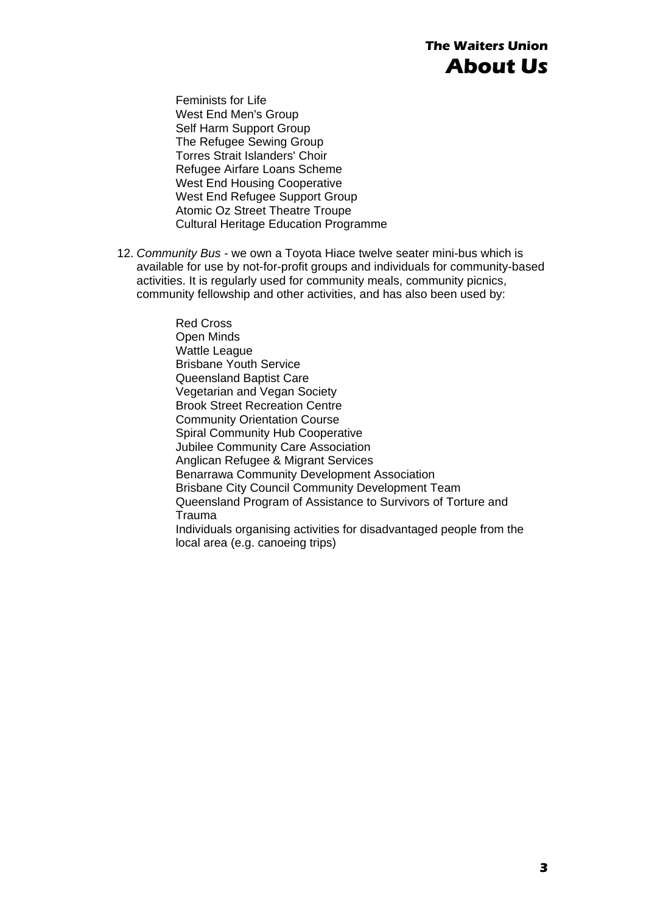Feminists for Life
West End Men's Group
Self Harm Support Group
The Refugee Sewing Group
Torres Strait Islanders' Choir
Refugee Airfare Loans Scheme
West End Housing Cooperative
West End Refugee Support Group
Atomic Oz Street Theatre Troupe
Cultural Heritage Education Programme

12. *Community Bus* - we own a Toyota Hiace twelve seater mini-bus which is available for use by not-for-profit groups and individuals for community-based activities. It is regularly used for community meals, community picnics, community fellowship and other activities, and has also been used by:

    Red Cross
    Open Minds
    Wattle League
    Brisbane Youth Service
    Queensland Baptist Care
    Vegetarian and Vegan Society
    Brook Street Recreation Centre
    Community Orientation Course
    Spiral Community Hub Cooperative
    Jubilee Community Care Association
    Anglican Refugee & Migrant Services
    Benarrawa Community Development Association
    Brisbane City Council Community Development Team
    Queensland Program of Assistance to Survivors of Torture and Trauma
    Individuals organising activities for disadvantaged people from the local area (e.g. canoeing trips)